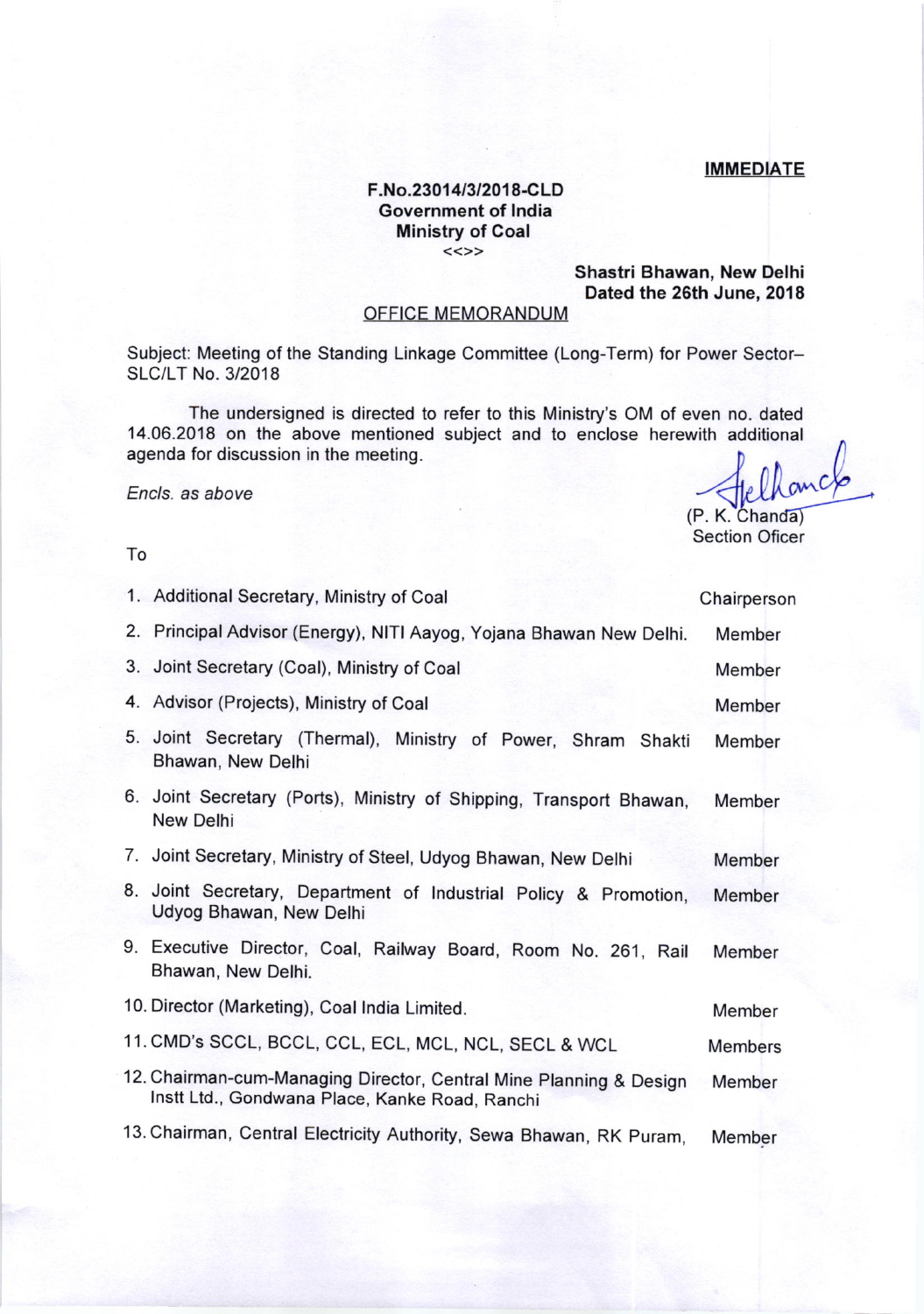**IMMEDIATE**

**F.No.23014/3/2018-CLD**
**Government of India**
**Ministry of Coal**
<<>>

**Shastri Bhawan, New Delhi**
**Dated the 26th June, 2018**

OFFICE MEMORANDUM

Subject: Meeting of the Standing Linkage Committee (Long-Term) for Power Sector– SLC/LT No. 3/2018

The undersigned is directed to refer to this Ministry's OM of even no. dated 14.06.2018 on the above mentioned subject and to enclose herewith additional agenda for discussion in the meeting.

*Encls. as above*

(P. K. Chanda)
Section Oficer

To

| | | |
|---|---|---|
| 1. | Additional Secretary, Ministry of Coal | Chairperson |
| 2. | Principal Advisor (Energy), NITI Aayog, Yojana Bhawan New Delhi. | Member |
| 3. | Joint Secretary (Coal), Ministry of Coal | Member |
| 4. | Advisor (Projects), Ministry of Coal | Member |
| 5. | Joint Secretary (Thermal), Ministry of Power, Shram Shakti Bhawan, New Delhi | Member |
| 6. | Joint Secretary (Ports), Ministry of Shipping, Transport Bhawan, New Delhi | Member |
| 7. | Joint Secretary, Ministry of Steel, Udyog Bhawan, New Delhi | Member |
| 8. | Joint Secretary, Department of Industrial Policy & Promotion, Udyog Bhawan, New Delhi | Member |
| 9. | Executive Director, Coal, Railway Board, Room No. 261, Rail Bhawan, New Delhi. | Member |
| 10. | Director (Marketing), Coal India Limited. | Member |
| 11. | CMD's SCCL, BCCL, CCL, ECL, MCL, NCL, SECL & WCL | Members |
| 12. | Chairman-cum-Managing Director, Central Mine Planning & Design Instt Ltd., Gondwana Place, Kanke Road, Ranchi | Member |
| 13. | Chairman, Central Electricity Authority, Sewa Bhawan, RK Puram, | Member |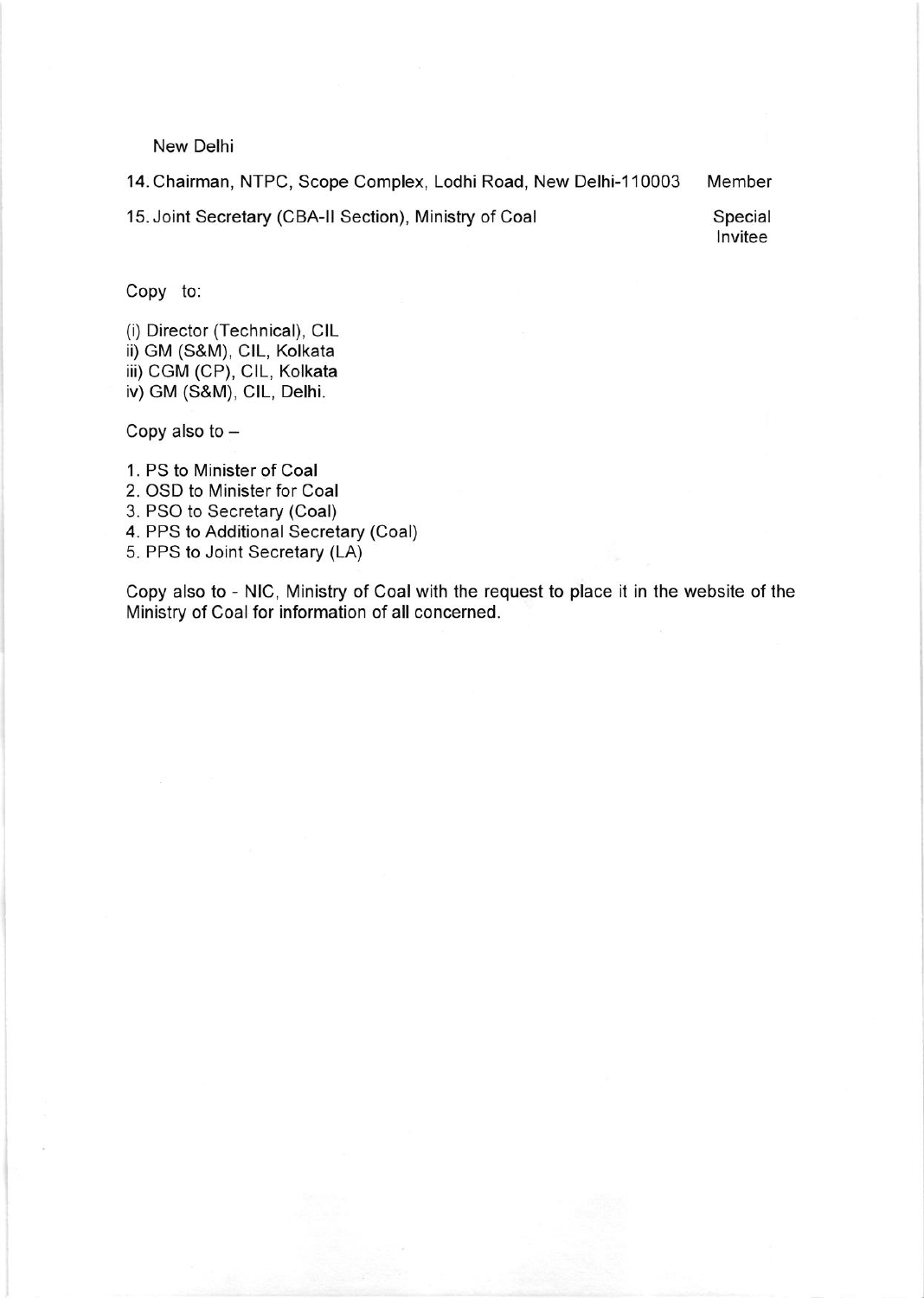New Delhi

| | |
|---|---|
| 14. Chairman, NTPC, Scope Complex, Lodhi Road, New Delhi-110003 | Member |
| 15. Joint Secretary (CBA-II Section), Ministry of Coal | Special Invitee |

Copy to:

(i) Director (Technical), CIL
ii) GM (S&M), CIL, Kolkata
iii) CGM (CP), CIL, Kolkata
iv) GM (S&M), CIL, Delhi.

Copy also to –

1. PS to Minister of Coal
2. OSD to Minister for Coal
3. PSO to Secretary (Coal)
4. PPS to Additional Secretary (Coal)
5. PPS to Joint Secretary (LA)

Copy also to - NIC, Ministry of Coal with the request to place it in the website of the Ministry of Coal for information of all concerned.